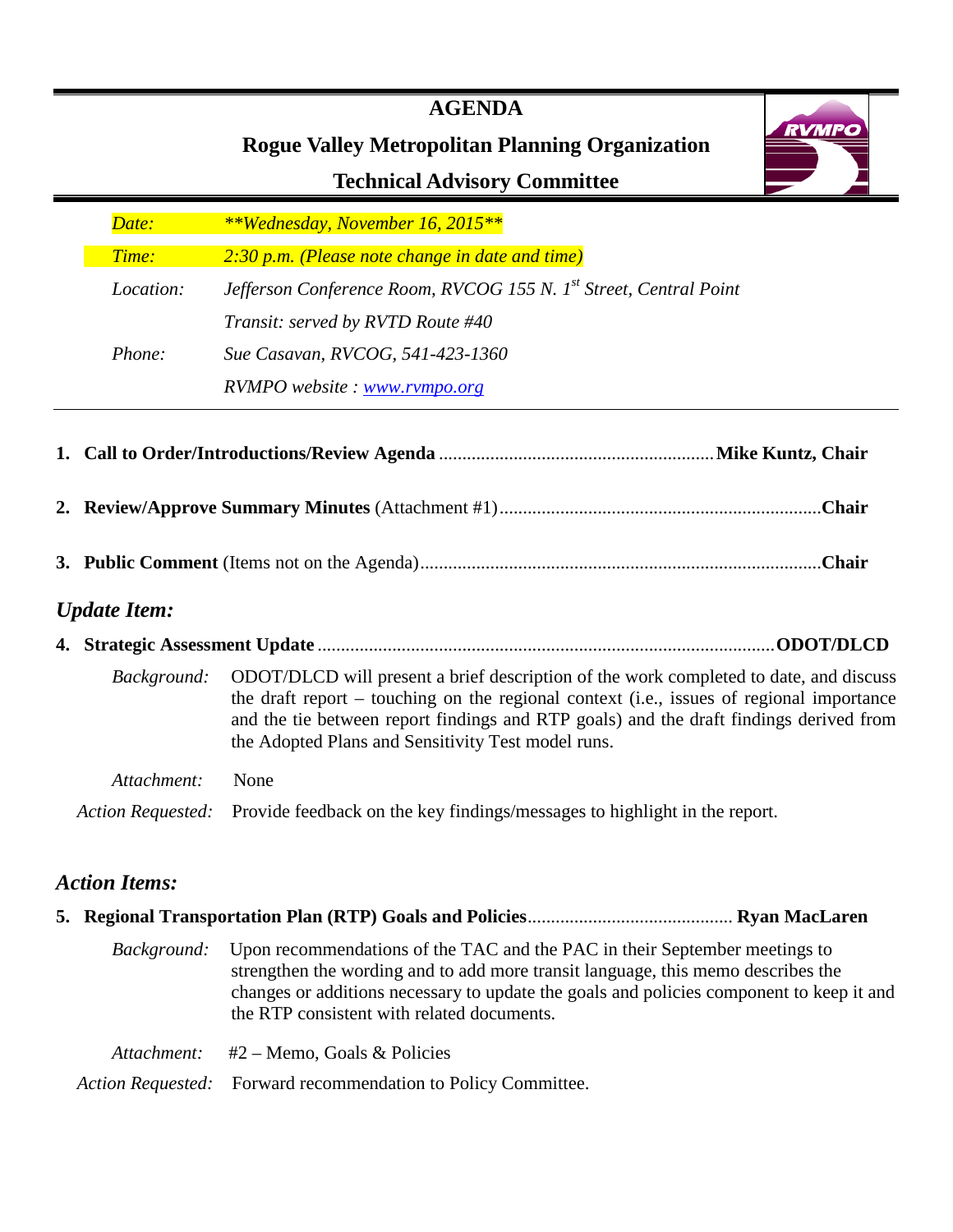# AGENDA

## Rogue Valley Metropolitan Planning Organization

## Technical Advisory Committee

| | |
|---|---|
| *Date:* | ***Wednesday, November 16, 2015*** |
| *Time:* | *2:30 p.m. (Please note change in date and time)* |
| *Location:* | *Jefferson Conference Room, RVCOG 155 N. 1st Street, Central Point* |
| | *Transit: served by RVTD Route #40* |
| *Phone:* | *Sue Casavan, RVCOG, 541-423-1360* |
| | *RVMPO website : www.rvmpo.org* |

1. **Call to Order/Introductions/Review Agenda** .......................................................... **Mike Kuntz, Chair**

2. **Review/Approve Summary Minutes** (Attachment #1)................................................................ **Chair**

3. **Public Comment** (Items not on the Agenda)........................................................................... **Chair**

### *Update Item:*

4. **Strategic Assessment Update** ................................................................................................ **ODOT/DLCD**

   *Background:* ODOT/DLCD will present a brief description of the work completed to date, and discuss the draft report – touching on the regional context (i.e., issues of regional importance and the tie between report findings and RTP goals) and the draft findings derived from the Adopted Plans and Sensitivity Test model runs.

   *Attachment:* None

   *Action Requested:* Provide feedback on the key findings/messages to highlight in the report.

### *Action Items:*

5. **Regional Transportation Plan (RTP) Goals and Policies**........................................... **Ryan MacLaren**

   *Background:* Upon recommendations of the TAC and the PAC in their September meetings to strengthen the wording and to add more transit language, this memo describes the changes or additions necessary to update the goals and policies component to keep it and the RTP consistent with related documents.

   *Attachment:* #2 – Memo, Goals & Policies

   *Action Requested:* Forward recommendation to Policy Committee.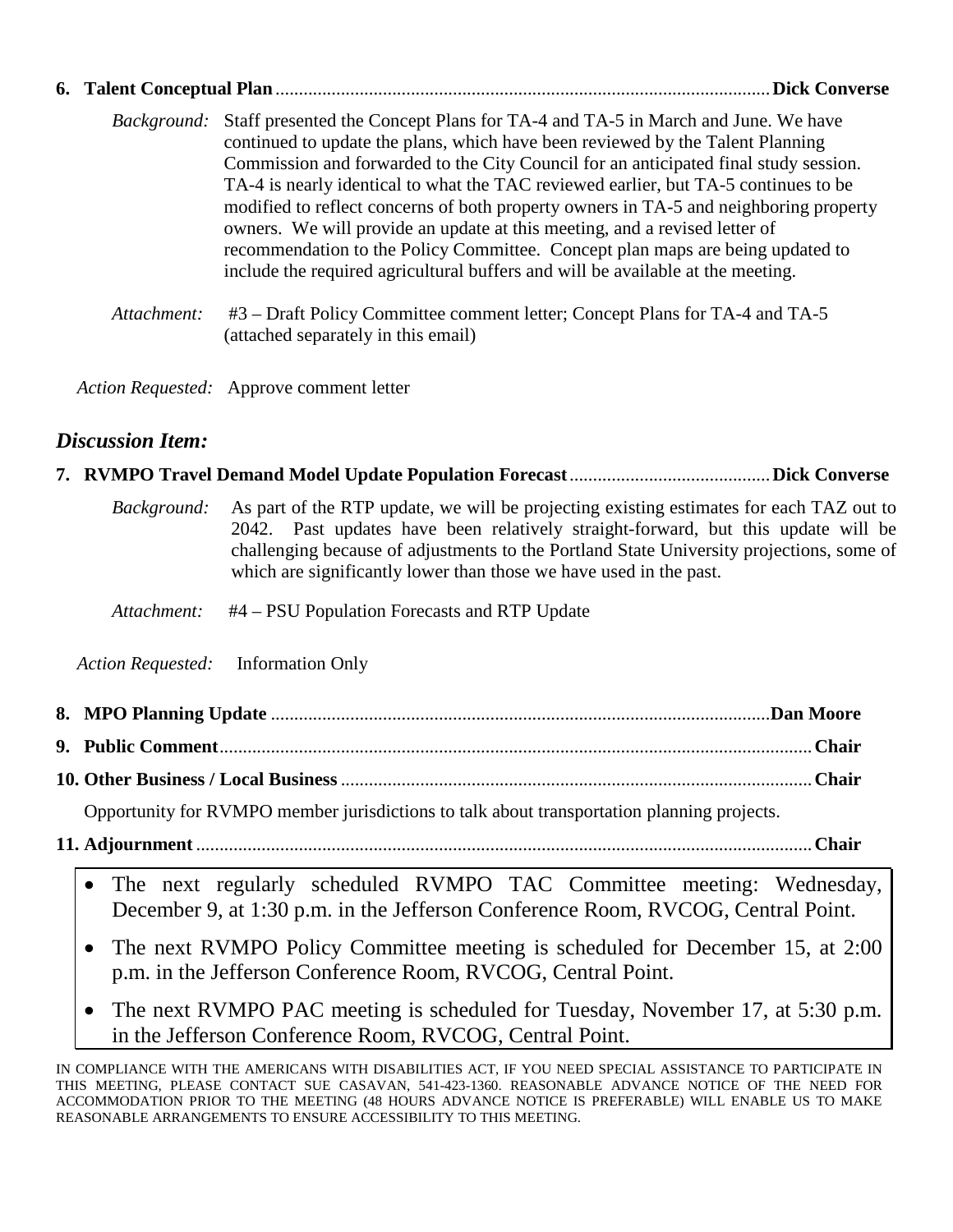**6. Talent Conceptual Plan** ........................................................................................................ **Dick Converse**

*Background:* Staff presented the Concept Plans for TA-4 and TA-5 in March and June. We have continued to update the plans, which have been reviewed by the Talent Planning Commission and forwarded to the City Council for an anticipated final study session. TA-4 is nearly identical to what the TAC reviewed earlier, but TA-5 continues to be modified to reflect concerns of both property owners in TA-5 and neighboring property owners. We will provide an update at this meeting, and a revised letter of recommendation to the Policy Committee. Concept plan maps are being updated to include the required agricultural buffers and will be available at the meeting.

*Attachment:* #3 – Draft Policy Committee comment letter; Concept Plans for TA-4 and TA-5 (attached separately in this email)

*Action Requested:* Approve comment letter

## *Discussion Item:*

**7. RVMPO Travel Demand Model Update Population Forecast** .......................................... **Dick Converse**

*Background:* As part of the RTP update, we will be projecting existing estimates for each TAZ out to 2042. Past updates have been relatively straight-forward, but this update will be challenging because of adjustments to the Portland State University projections, some of which are significantly lower than those we have used in the past.

*Attachment:* #4 – PSU Population Forecasts and RTP Update

*Action Requested:* Information Only

**8. MPO Planning Update** ......................................................................................................... **Dan Moore**

**9. Public Comment** ..................................................................................................................... **Chair**

**10. Other Business / Local Business** ........................................................................................... **Chair**

Opportunity for RVMPO member jurisdictions to talk about transportation planning projects.

**11. Adjournment** .......................................................................................................................... **Chair**

- The next regularly scheduled RVMPO TAC Committee meeting: Wednesday, December 9, at 1:30 p.m. in the Jefferson Conference Room, RVCOG, Central Point.
- The next RVMPO Policy Committee meeting is scheduled for December 15, at 2:00 p.m. in the Jefferson Conference Room, RVCOG, Central Point.
- The next RVMPO PAC meeting is scheduled for Tuesday, November 17, at 5:30 p.m. in the Jefferson Conference Room, RVCOG, Central Point.

IN COMPLIANCE WITH THE AMERICANS WITH DISABILITIES ACT, IF YOU NEED SPECIAL ASSISTANCE TO PARTICIPATE IN THIS MEETING, PLEASE CONTACT SUE CASAVAN, 541-423-1360. REASONABLE ADVANCE NOTICE OF THE NEED FOR ACCOMMODATION PRIOR TO THE MEETING (48 HOURS ADVANCE NOTICE IS PREFERABLE) WILL ENABLE US TO MAKE REASONABLE ARRANGEMENTS TO ENSURE ACCESSIBILITY TO THIS MEETING.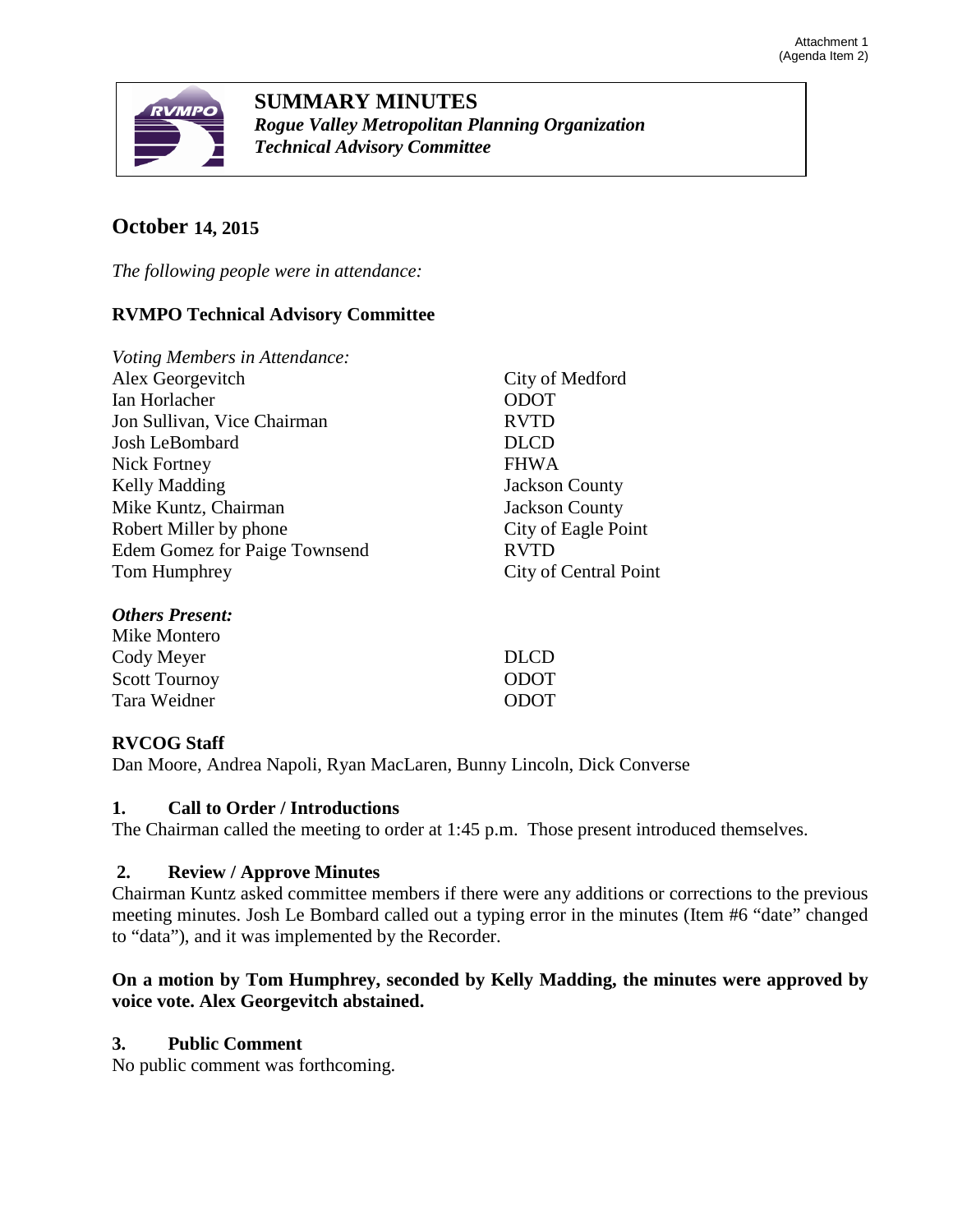Attachment 1
(Agenda Item 2)

# SUMMARY MINUTES

***Rogue Valley Metropolitan Planning Organization***
***Technical Advisory Committee***

## October 14, 2015

*The following people were in attendance:*

### RVMPO Technical Advisory Committee

*Voting Members in Attendance:*

| | |
|---|---|
| Alex Georgevitch | City of Medford |
| Ian Horlacher | ODOT |
| Jon Sullivan, Vice Chairman | RVTD |
| Josh LeBombard | DLCD |
| Nick Fortney | FHWA |
| Kelly Madding | Jackson County |
| Mike Kuntz, Chairman | Jackson County |
| Robert Miller by phone | City of Eagle Point |
| Edem Gomez for Paige Townsend | RVTD |
| Tom Humphrey | City of Central Point |

***Others Present:***

| | |
|---|---|
| Mike Montero | |
| Cody Meyer | DLCD |
| Scott Tournoy | ODOT |
| Tara Weidner | ODOT |

### RVCOG Staff

Dan Moore, Andrea Napoli, Ryan MacLaren, Bunny Lincoln, Dick Converse

### 1. Call to Order / Introductions

The Chairman called the meeting to order at 1:45 p.m. Those present introduced themselves.

### 2. Review / Approve Minutes

Chairman Kuntz asked committee members if there were any additions or corrections to the previous meeting minutes. Josh Le Bombard called out a typing error in the minutes (Item #6 "date" changed to "data"), and it was implemented by the Recorder.

**On a motion by Tom Humphrey, seconded by Kelly Madding, the minutes were approved by voice vote. Alex Georgevitch abstained.**

### 3. Public Comment

No public comment was forthcoming.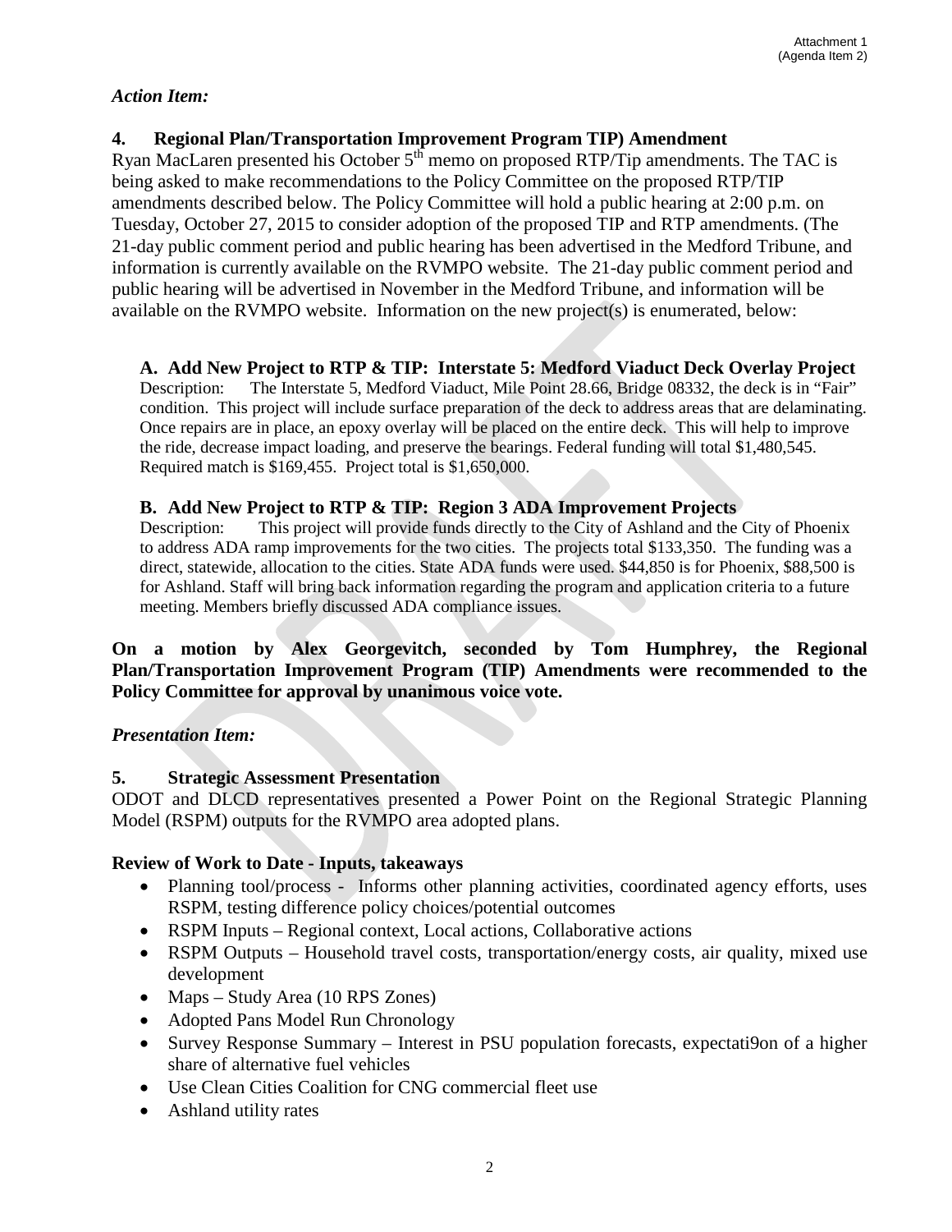*Action Item:*

**4. Regional Plan/Transportation Improvement Program TIP) Amendment**

Ryan MacLaren presented his October 5th memo on proposed RTP/Tip amendments. The TAC is being asked to make recommendations to the Policy Committee on the proposed RTP/TIP amendments described below. The Policy Committee will hold a public hearing at 2:00 p.m. on Tuesday, October 27, 2015 to consider adoption of the proposed TIP and RTP amendments. (The 21-day public comment period and public hearing has been advertised in the Medford Tribune, and information is currently available on the RVMPO website. The 21-day public comment period and public hearing will be advertised in November in the Medford Tribune, and information will be available on the RVMPO website. Information on the new project(s) is enumerated, below:

**A. Add New Project to RTP & TIP: Interstate 5: Medford Viaduct Deck Overlay Project**

Description: The Interstate 5, Medford Viaduct, Mile Point 28.66, Bridge 08332, the deck is in "Fair" condition. This project will include surface preparation of the deck to address areas that are delaminating. Once repairs are in place, an epoxy overlay will be placed on the entire deck. This will help to improve the ride, decrease impact loading, and preserve the bearings. Federal funding will total $1,480,545. Required match is $169,455. Project total is $1,650,000.

**B. Add New Project to RTP & TIP: Region 3 ADA Improvement Projects**

Description: This project will provide funds directly to the City of Ashland and the City of Phoenix to address ADA ramp improvements for the two cities. The projects total $133,350. The funding was a direct, statewide, allocation to the cities. State ADA funds were used. $44,850 is for Phoenix, $88,500 is for Ashland. Staff will bring back information regarding the program and application criteria to a future meeting. Members briefly discussed ADA compliance issues.

**On a motion by Alex Georgevitch, seconded by Tom Humphrey, the Regional Plan/Transportation Improvement Program (TIP) Amendments were recommended to the Policy Committee for approval by unanimous voice vote.**

*Presentation Item:*

**5. Strategic Assessment Presentation**

ODOT and DLCD representatives presented a Power Point on the Regional Strategic Planning Model (RSPM) outputs for the RVMPO area adopted plans.

**Review of Work to Date - Inputs, takeaways**

- Planning tool/process - Informs other planning activities, coordinated agency efforts, uses RSPM, testing difference policy choices/potential outcomes
- RSPM Inputs – Regional context, Local actions, Collaborative actions
- RSPM Outputs – Household travel costs, transportation/energy costs, air quality, mixed use development
- Maps – Study Area (10 RPS Zones)
- Adopted Pans Model Run Chronology
- Survey Response Summary – Interest in PSU population forecasts, expectati9on of a higher share of alternative fuel vehicles
- Use Clean Cities Coalition for CNG commercial fleet use
- Ashland utility rates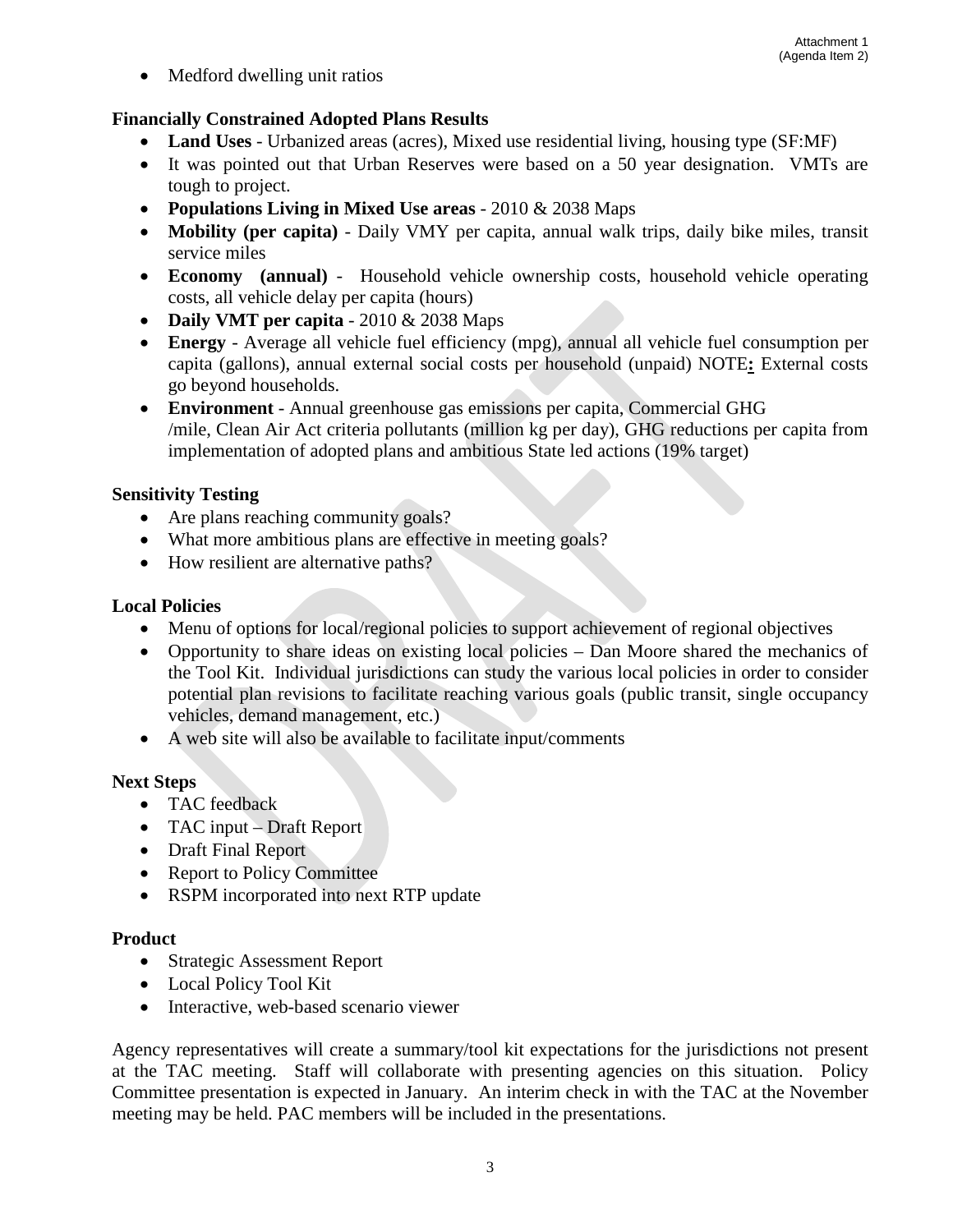- Medford dwelling unit ratios

**Financially Constrained Adopted Plans Results**

- **Land Uses** - Urbanized areas (acres), Mixed use residential living, housing type (SF:MF)
- It was pointed out that Urban Reserves were based on a 50 year designation. VMTs are tough to project.
- **Populations Living in Mixed Use areas** - 2010 & 2038 Maps
- **Mobility (per capita)** - Daily VMY per capita, annual walk trips, daily bike miles, transit service miles
- **Economy (annual)** - Household vehicle ownership costs, household vehicle operating costs, all vehicle delay per capita (hours)
- **Daily VMT per capita** - 2010 & 2038 Maps
- **Energy** - Average all vehicle fuel efficiency (mpg), annual all vehicle fuel consumption per capita (gallons), annual external social costs per household (unpaid) NOTE**:** External costs go beyond households.
- **Environment** - Annual greenhouse gas emissions per capita, Commercial GHG /mile, Clean Air Act criteria pollutants (million kg per day), GHG reductions per capita from implementation of adopted plans and ambitious State led actions (19% target)

**Sensitivity Testing**

- Are plans reaching community goals?
- What more ambitious plans are effective in meeting goals?
- How resilient are alternative paths?

**Local Policies**

- Menu of options for local/regional policies to support achievement of regional objectives
- Opportunity to share ideas on existing local policies – Dan Moore shared the mechanics of the Tool Kit. Individual jurisdictions can study the various local policies in order to consider potential plan revisions to facilitate reaching various goals (public transit, single occupancy vehicles, demand management, etc.)
- A web site will also be available to facilitate input/comments

**Next Steps**

- TAC feedback
- TAC input – Draft Report
- Draft Final Report
- Report to Policy Committee
- RSPM incorporated into next RTP update

**Product**

- Strategic Assessment Report
- Local Policy Tool Kit
- Interactive, web-based scenario viewer

Agency representatives will create a summary/tool kit expectations for the jurisdictions not present at the TAC meeting. Staff will collaborate with presenting agencies on this situation. Policy Committee presentation is expected in January. An interim check in with the TAC at the November meeting may be held. PAC members will be included in the presentations.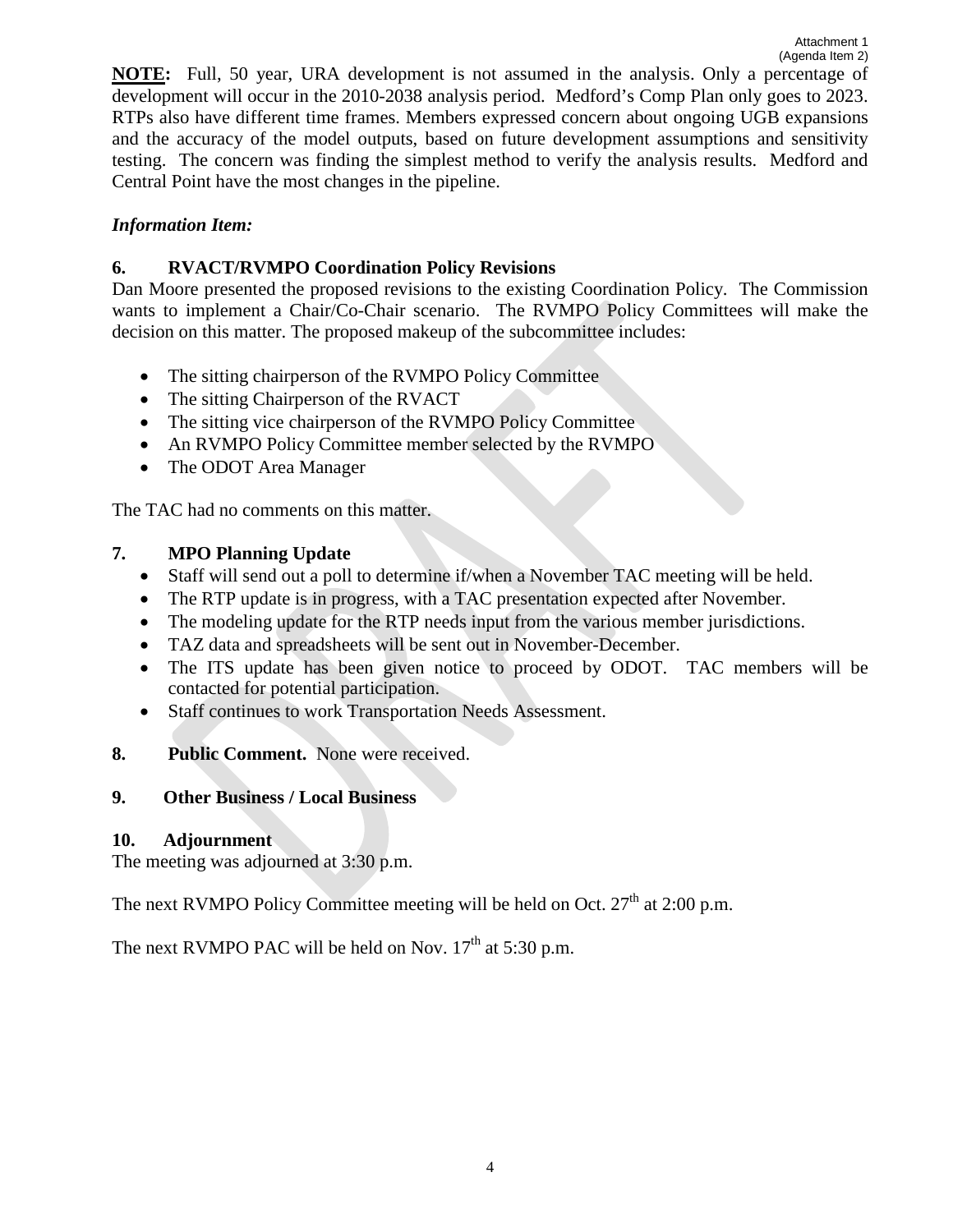Attachment 1
(Agenda Item 2)

**NOTE:** Full, 50 year, URA development is not assumed in the analysis. Only a percentage of development will occur in the 2010-2038 analysis period. Medford's Comp Plan only goes to 2023. RTPs also have different time frames. Members expressed concern about ongoing UGB expansions and the accuracy of the model outputs, based on future development assumptions and sensitivity testing. The concern was finding the simplest method to verify the analysis results. Medford and Central Point have the most changes in the pipeline.

***Information Item:***

**6. RVACT/RVMPO Coordination Policy Revisions**

Dan Moore presented the proposed revisions to the existing Coordination Policy. The Commission wants to implement a Chair/Co-Chair scenario. The RVMPO Policy Committees will make the decision on this matter. The proposed makeup of the subcommittee includes:

- The sitting chairperson of the RVMPO Policy Committee
- The sitting Chairperson of the RVACT
- The sitting vice chairperson of the RVMPO Policy Committee
- An RVMPO Policy Committee member selected by the RVMPO
- The ODOT Area Manager

The TAC had no comments on this matter.

**7. MPO Planning Update**

- Staff will send out a poll to determine if/when a November TAC meeting will be held.
- The RTP update is in progress, with a TAC presentation expected after November.
- The modeling update for the RTP needs input from the various member jurisdictions.
- TAZ data and spreadsheets will be sent out in November-December.
- The ITS update has been given notice to proceed by ODOT. TAC members will be contacted for potential participation.
- Staff continues to work Transportation Needs Assessment.

**8. Public Comment.** None were received.

**9. Other Business / Local Business**

**10. Adjournment**

The meeting was adjourned at 3:30 p.m.

The next RVMPO Policy Committee meeting will be held on Oct. 27th at 2:00 p.m.

The next RVMPO PAC will be held on Nov. 17th at 5:30 p.m.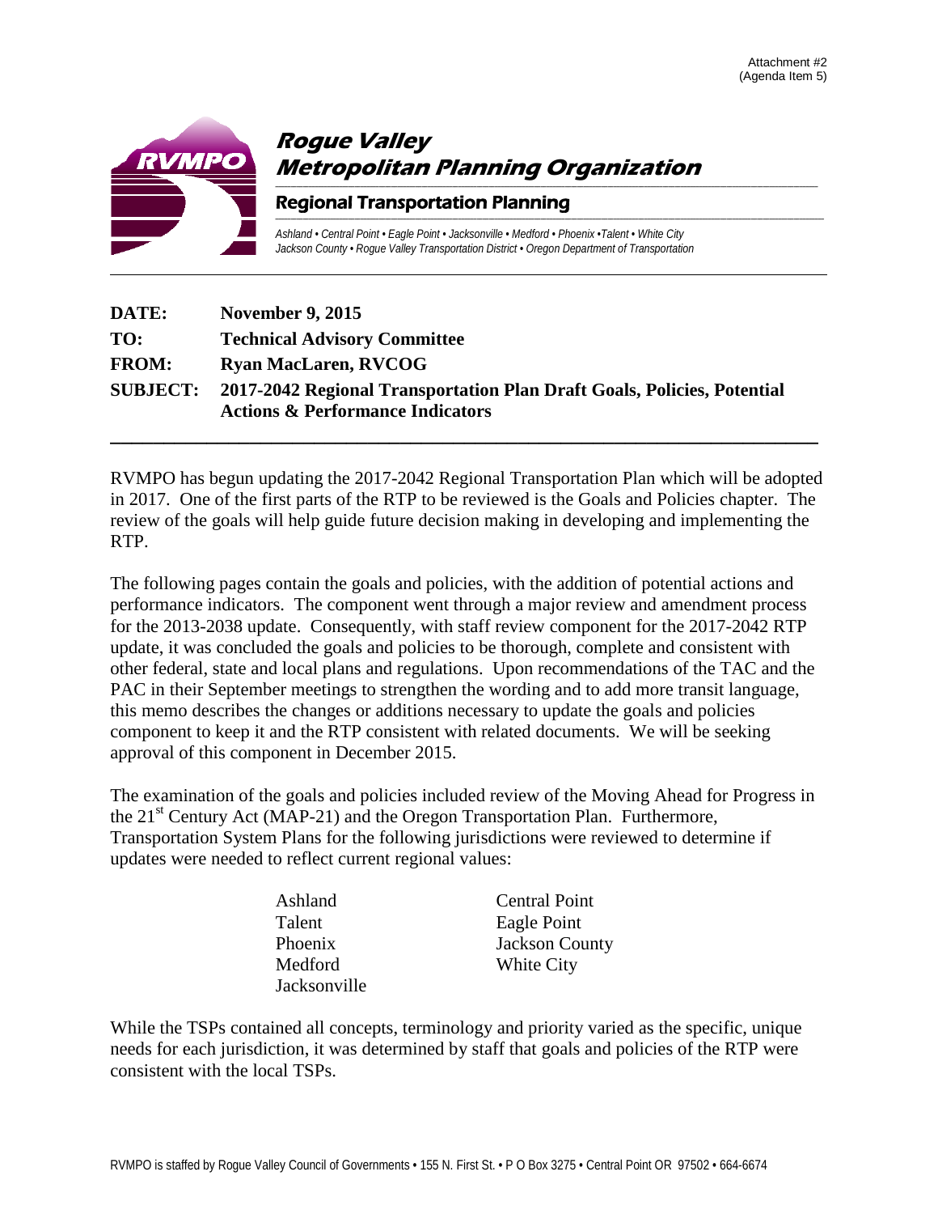Attachment #2
(Agenda Item 5)

# Rogue Valley Metropolitan Planning Organization

## Regional Transportation Planning

*Ashland • Central Point • Eagle Point • Jacksonville • Medford • Phoenix •Talent • White City*
*Jackson County • Rogue Valley Transportation District • Oregon Department of Transportation*

---

**DATE:** **November 9, 2015**

**TO:** **Technical Advisory Committee**

**FROM:** **Ryan MacLaren, RVCOG**

**SUBJECT:** **2017-2042 Regional Transportation Plan Draft Goals, Policies, Potential Actions & Performance Indicators**

---

RVMPO has begun updating the 2017-2042 Regional Transportation Plan which will be adopted in 2017. One of the first parts of the RTP to be reviewed is the Goals and Policies chapter. The review of the goals will help guide future decision making in developing and implementing the RTP.

The following pages contain the goals and policies, with the addition of potential actions and performance indicators. The component went through a major review and amendment process for the 2013-2038 update. Consequently, with staff review component for the 2017-2042 RTP update, it was concluded the goals and policies to be thorough, complete and consistent with other federal, state and local plans and regulations. Upon recommendations of the TAC and the PAC in their September meetings to strengthen the wording and to add more transit language, this memo describes the changes or additions necessary to update the goals and policies component to keep it and the RTP consistent with related documents. We will be seeking approval of this component in December 2015.

The examination of the goals and policies included review of the Moving Ahead for Progress in the 21st Century Act (MAP-21) and the Oregon Transportation Plan. Furthermore, Transportation System Plans for the following jurisdictions were reviewed to determine if updates were needed to reflect current regional values:

- Ashland
- Talent
- Phoenix
- Medford
- Jacksonville
- Central Point
- Eagle Point
- Jackson County
- White City

While the TSPs contained all concepts, terminology and priority varied as the specific, unique needs for each jurisdiction, it was determined by staff that goals and policies of the RTP were consistent with the local TSPs.

RVMPO is staffed by Rogue Valley Council of Governments • 155 N. First St. • P O Box 3275 • Central Point OR 97502 • 664-6674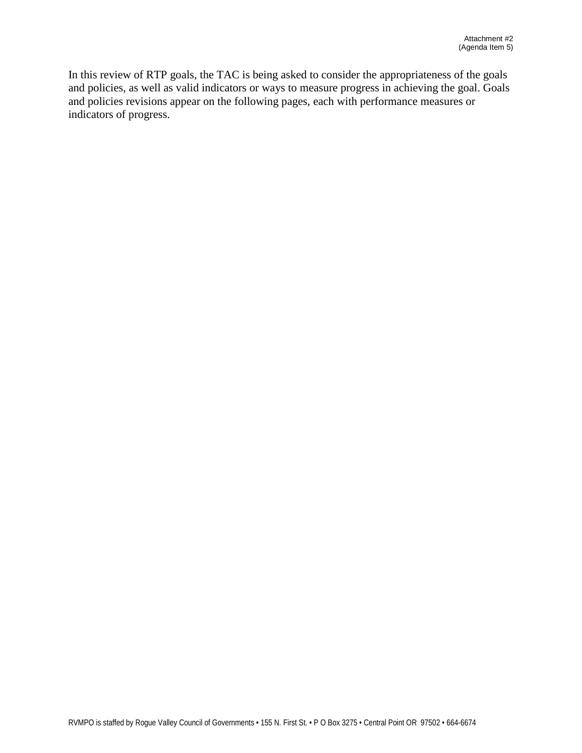In this review of RTP goals, the TAC is being asked to consider the appropriateness of the goals and policies, as well as valid indicators or ways to measure progress in achieving the goal. Goals and policies revisions appear on the following pages, each with performance measures or indicators of progress.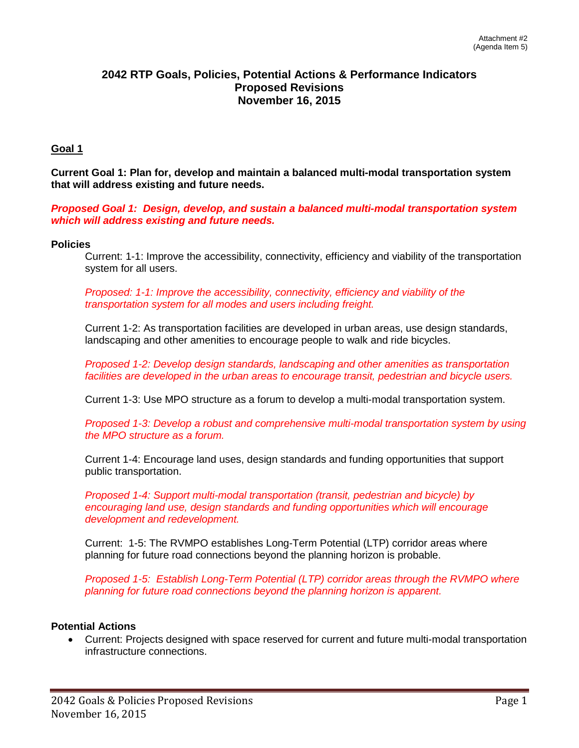Attachment #2
(Agenda Item 5)

# 2042 RTP Goals, Policies, Potential Actions & Performance Indicators Proposed Revisions November 16, 2015

## Goal 1

**Current Goal 1: Plan for, develop and maintain a balanced multi-modal transportation system that will address existing and future needs.**

***Proposed Goal 1: Design, develop, and sustain a balanced multi-modal transportation system which will address existing and future needs.***

### Policies

Current: 1-1: Improve the accessibility, connectivity, efficiency and viability of the transportation system for all users.

*Proposed: 1-1: Improve the accessibility, connectivity, efficiency and viability of the transportation system for all modes and users including freight.*

Current 1-2: As transportation facilities are developed in urban areas, use design standards, landscaping and other amenities to encourage people to walk and ride bicycles.

*Proposed 1-2: Develop design standards, landscaping and other amenities as transportation facilities are developed in the urban areas to encourage transit, pedestrian and bicycle users.*

Current 1-3: Use MPO structure as a forum to develop a multi-modal transportation system.

*Proposed 1-3: Develop a robust and comprehensive multi-modal transportation system by using the MPO structure as a forum.*

Current 1-4: Encourage land uses, design standards and funding opportunities that support public transportation.

*Proposed 1-4: Support multi-modal transportation (transit, pedestrian and bicycle) by encouraging land use, design standards and funding opportunities which will encourage development and redevelopment.*

Current: 1-5: The RVMPO establishes Long-Term Potential (LTP) corridor areas where planning for future road connections beyond the planning horizon is probable.

*Proposed 1-5: Establish Long-Term Potential (LTP) corridor areas through the RVMPO where planning for future road connections beyond the planning horizon is apparent.*

### Potential Actions

- Current: Projects designed with space reserved for current and future multi-modal transportation infrastructure connections.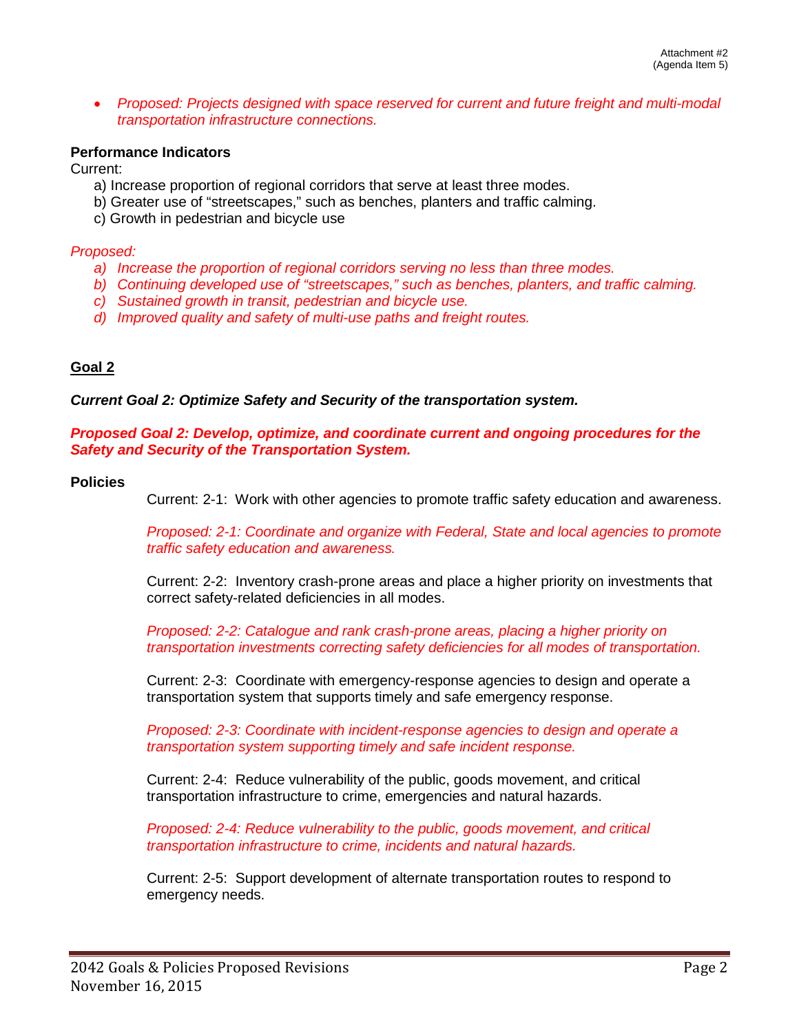- *Proposed: Projects designed with space reserved for current and future freight and multi-modal transportation infrastructure connections.*

**Performance Indicators**

Current:

a) Increase proportion of regional corridors that serve at least three modes.
b) Greater use of "streetscapes," such as benches, planters and traffic calming.
c) Growth in pedestrian and bicycle use

*Proposed:*

*a) Increase the proportion of regional corridors serving no less than three modes.*
*b) Continuing developed use of "streetscapes," such as benches, planters, and traffic calming.*
*c) Sustained growth in transit, pedestrian and bicycle use.*
*d) Improved quality and safety of multi-use paths and freight routes.*

## Goal 2

***Current Goal 2: Optimize Safety and Security of the transportation system.***

***Proposed Goal 2: Develop, optimize, and coordinate current and ongoing procedures for the Safety and Security of the Transportation System.***

**Policies**

Current: 2-1: Work with other agencies to promote traffic safety education and awareness.

*Proposed: 2-1: Coordinate and organize with Federal, State and local agencies to promote traffic safety education and awareness.*

Current: 2-2: Inventory crash-prone areas and place a higher priority on investments that correct safety-related deficiencies in all modes.

*Proposed: 2-2: Catalogue and rank crash-prone areas, placing a higher priority on transportation investments correcting safety deficiencies for all modes of transportation.*

Current: 2-3: Coordinate with emergency-response agencies to design and operate a transportation system that supports timely and safe emergency response.

*Proposed: 2-3: Coordinate with incident-response agencies to design and operate a transportation system supporting timely and safe incident response.*

Current: 2-4: Reduce vulnerability of the public, goods movement, and critical transportation infrastructure to crime, emergencies and natural hazards.

*Proposed: 2-4: Reduce vulnerability to the public, goods movement, and critical transportation infrastructure to crime, incidents and natural hazards.*

Current: 2-5: Support development of alternate transportation routes to respond to emergency needs.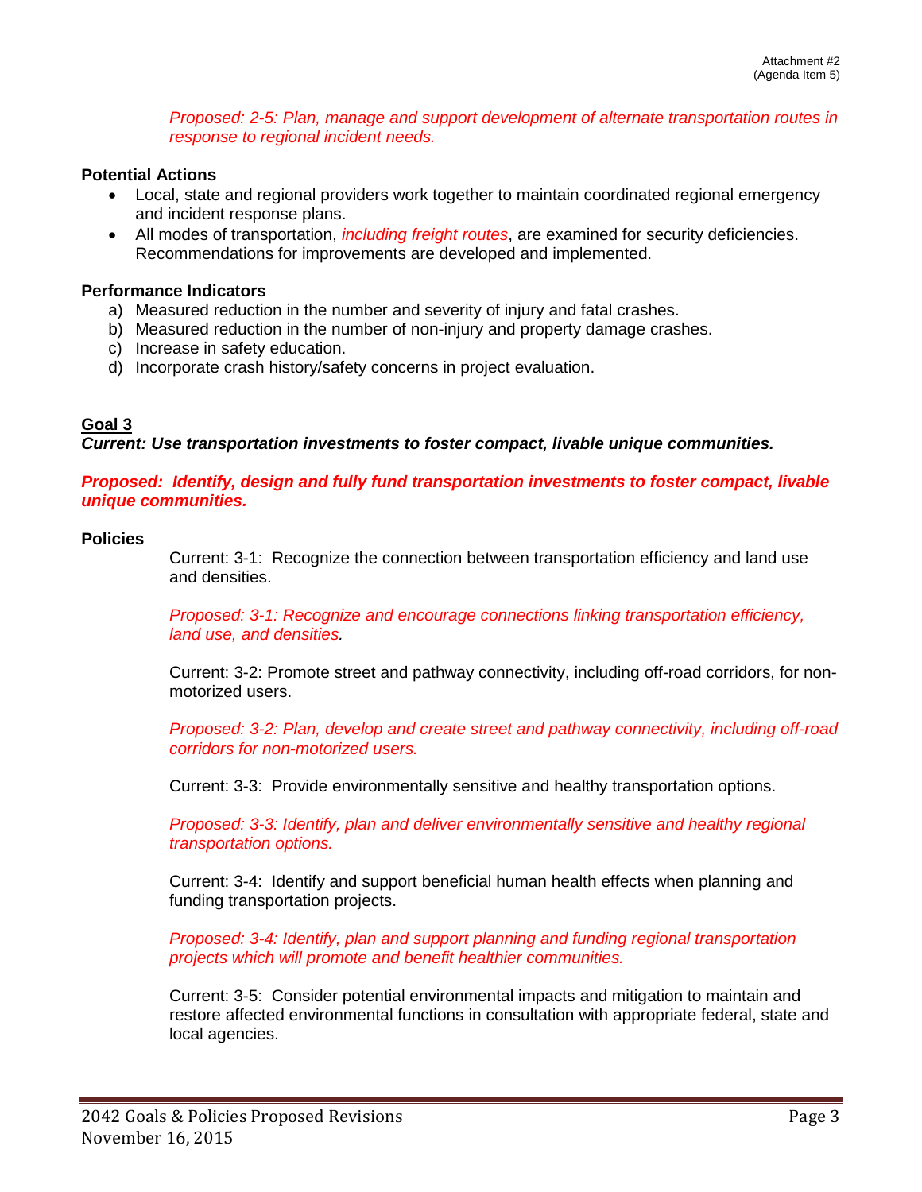*Proposed: 2-5: Plan, manage and support development of alternate transportation routes in response to regional incident needs.*

**Potential Actions**

- Local, state and regional providers work together to maintain coordinated regional emergency and incident response plans.
- All modes of transportation, *including freight routes*, are examined for security deficiencies. Recommendations for improvements are developed and implemented.

**Performance Indicators**

a) Measured reduction in the number and severity of injury and fatal crashes.
b) Measured reduction in the number of non-injury and property damage crashes.
c) Increase in safety education.
d) Incorporate crash history/safety concerns in project evaluation.

**Goal 3**

***Current: Use transportation investments to foster compact, livable unique communities.***

***Proposed: Identify, design and fully fund transportation investments to foster compact, livable unique communities.***

**Policies**

Current: 3-1: Recognize the connection between transportation efficiency and land use and densities.

*Proposed: 3-1: Recognize and encourage connections linking transportation efficiency, land use, and densities.*

Current: 3-2: Promote street and pathway connectivity, including off-road corridors, for non-motorized users.

*Proposed: 3-2: Plan, develop and create street and pathway connectivity, including off-road corridors for non-motorized users.*

Current: 3-3: Provide environmentally sensitive and healthy transportation options.

*Proposed: 3-3: Identify, plan and deliver environmentally sensitive and healthy regional transportation options.*

Current: 3-4: Identify and support beneficial human health effects when planning and funding transportation projects.

*Proposed: 3-4: Identify, plan and support planning and funding regional transportation projects which will promote and benefit healthier communities.*

Current: 3-5: Consider potential environmental impacts and mitigation to maintain and restore affected environmental functions in consultation with appropriate federal, state and local agencies.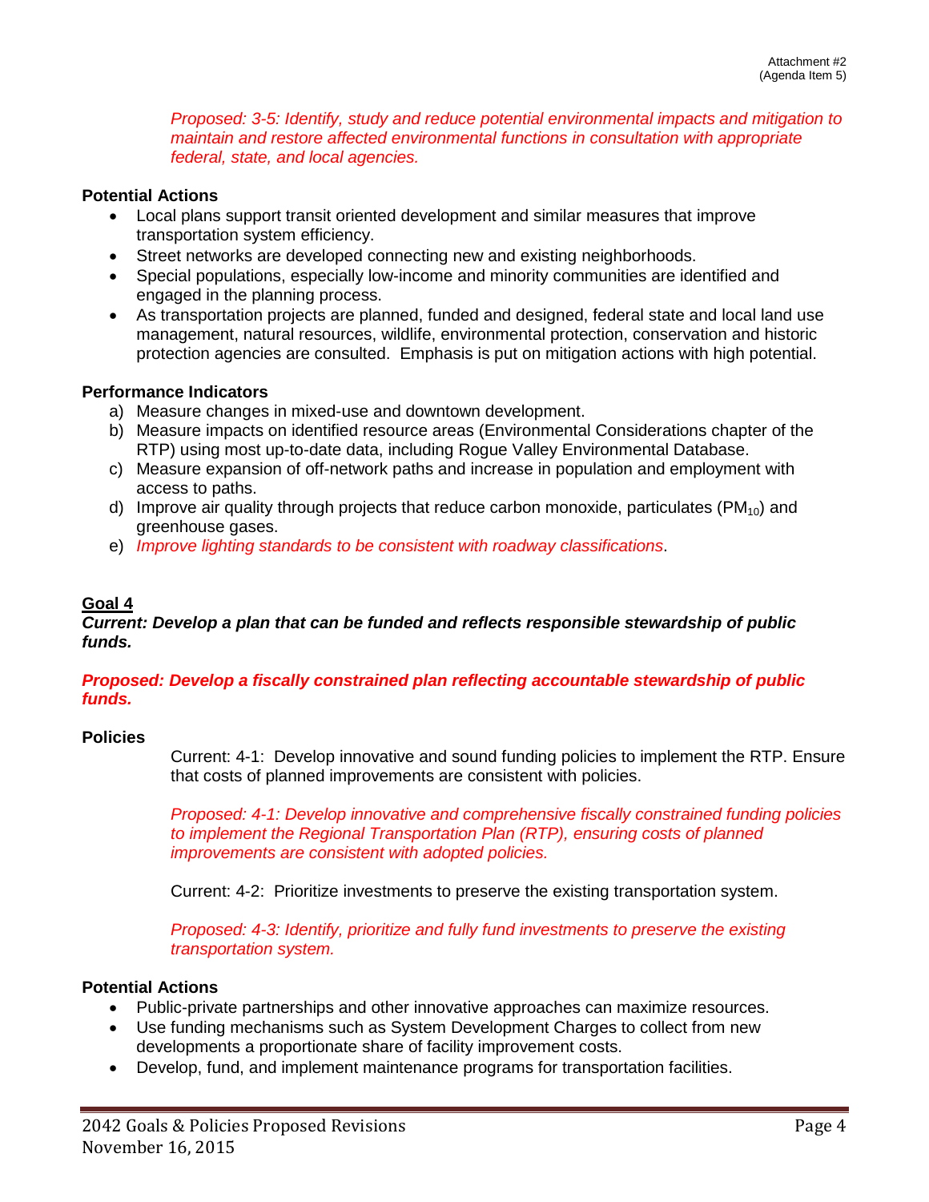*Proposed: 3-5: Identify, study and reduce potential environmental impacts and mitigation to maintain and restore affected environmental functions in consultation with appropriate federal, state, and local agencies.*

**Potential Actions**

- Local plans support transit oriented development and similar measures that improve transportation system efficiency.
- Street networks are developed connecting new and existing neighborhoods.
- Special populations, especially low-income and minority communities are identified and engaged in the planning process.
- As transportation projects are planned, funded and designed, federal state and local land use management, natural resources, wildlife, environmental protection, conservation and historic protection agencies are consulted. Emphasis is put on mitigation actions with high potential.

**Performance Indicators**

a) Measure changes in mixed-use and downtown development.
b) Measure impacts on identified resource areas (Environmental Considerations chapter of the RTP) using most up-to-date data, including Rogue Valley Environmental Database.
c) Measure expansion of off-network paths and increase in population and employment with access to paths.
d) Improve air quality through projects that reduce carbon monoxide, particulates ($PM_{10}$) and greenhouse gases.
e) *Improve lighting standards to be consistent with roadway classifications*.

## Goal 4

***Current: Develop a plan that can be funded and reflects responsible stewardship of public funds.***

***Proposed: Develop a fiscally constrained plan reflecting accountable stewardship of public funds.***

**Policies**

Current: 4-1: Develop innovative and sound funding policies to implement the RTP. Ensure that costs of planned improvements are consistent with policies.

*Proposed: 4-1: Develop innovative and comprehensive fiscally constrained funding policies to implement the Regional Transportation Plan (RTP), ensuring costs of planned improvements are consistent with adopted policies.*

Current: 4-2: Prioritize investments to preserve the existing transportation system.

*Proposed: 4-3: Identify, prioritize and fully fund investments to preserve the existing transportation system.*

**Potential Actions**

- Public-private partnerships and other innovative approaches can maximize resources.
- Use funding mechanisms such as System Development Charges to collect from new developments a proportionate share of facility improvement costs.
- Develop, fund, and implement maintenance programs for transportation facilities.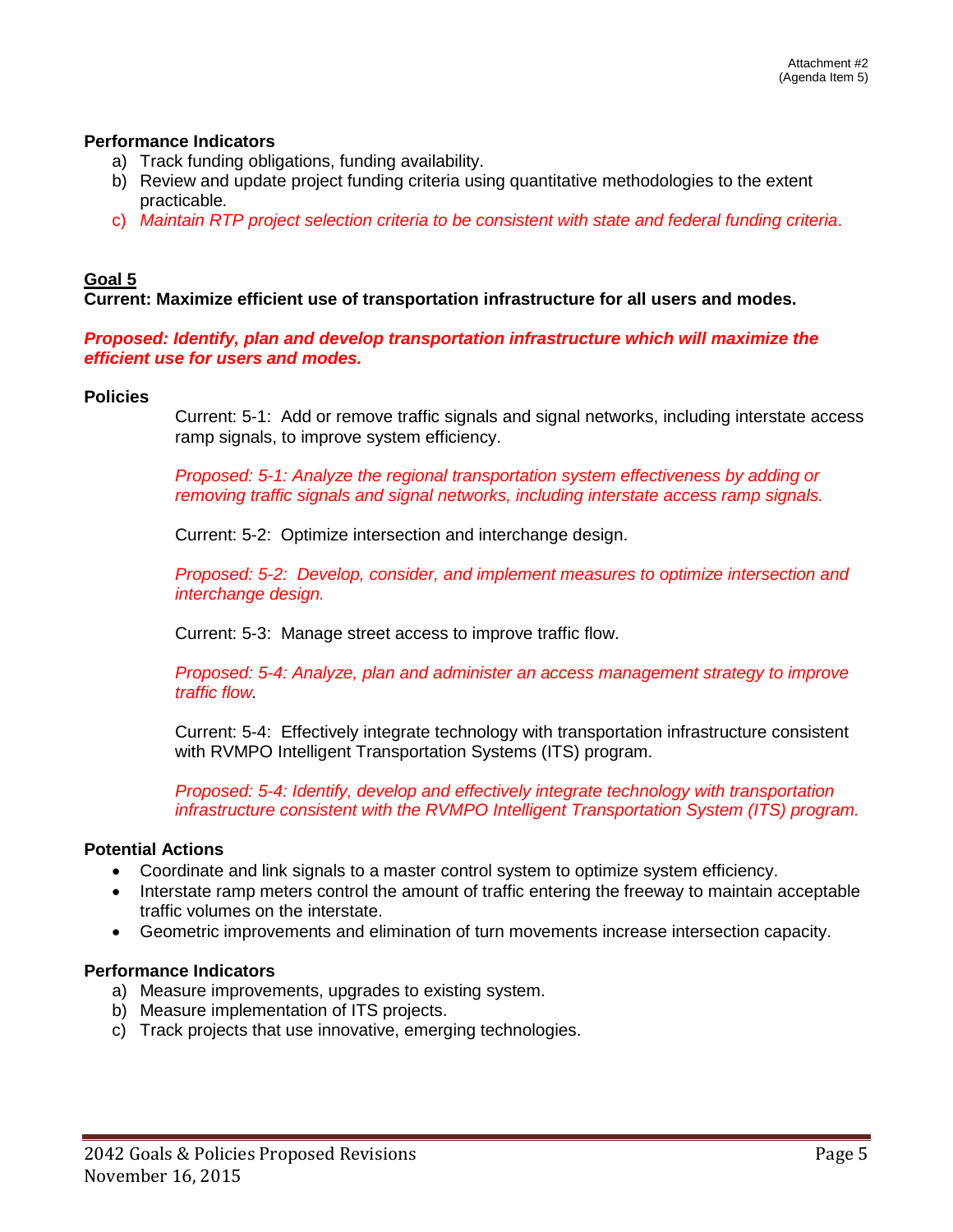**Performance Indicators**

a) Track funding obligations, funding availability.
b) Review and update project funding criteria using quantitative methodologies to the extent practicable.
c) *Maintain RTP project selection criteria to be consistent with state and federal funding criteria*.

**Goal 5**

**Current: Maximize efficient use of transportation infrastructure for all users and modes.**

***Proposed: Identify, plan and develop transportation infrastructure which will maximize the efficient use for users and modes.***

**Policies**

Current: 5-1: Add or remove traffic signals and signal networks, including interstate access ramp signals, to improve system efficiency.

*Proposed: 5-1: Analyze the regional transportation system effectiveness by adding or removing traffic signals and signal networks, including interstate access ramp signals.*

Current: 5-2: Optimize intersection and interchange design.

*Proposed: 5-2: Develop, consider, and implement measures to optimize intersection and interchange design.*

Current: 5-3: Manage street access to improve traffic flow.

*Proposed: 5-4: Analyze, plan and administer an access management strategy to improve traffic flow.*

Current: 5-4: Effectively integrate technology with transportation infrastructure consistent with RVMPO Intelligent Transportation Systems (ITS) program.

*Proposed: 5-4: Identify, develop and effectively integrate technology with transportation infrastructure consistent with the RVMPO Intelligent Transportation System (ITS) program.*

**Potential Actions**

- Coordinate and link signals to a master control system to optimize system efficiency.
- Interstate ramp meters control the amount of traffic entering the freeway to maintain acceptable traffic volumes on the interstate.
- Geometric improvements and elimination of turn movements increase intersection capacity.

**Performance Indicators**

a) Measure improvements, upgrades to existing system.
b) Measure implementation of ITS projects.
c) Track projects that use innovative, emerging technologies.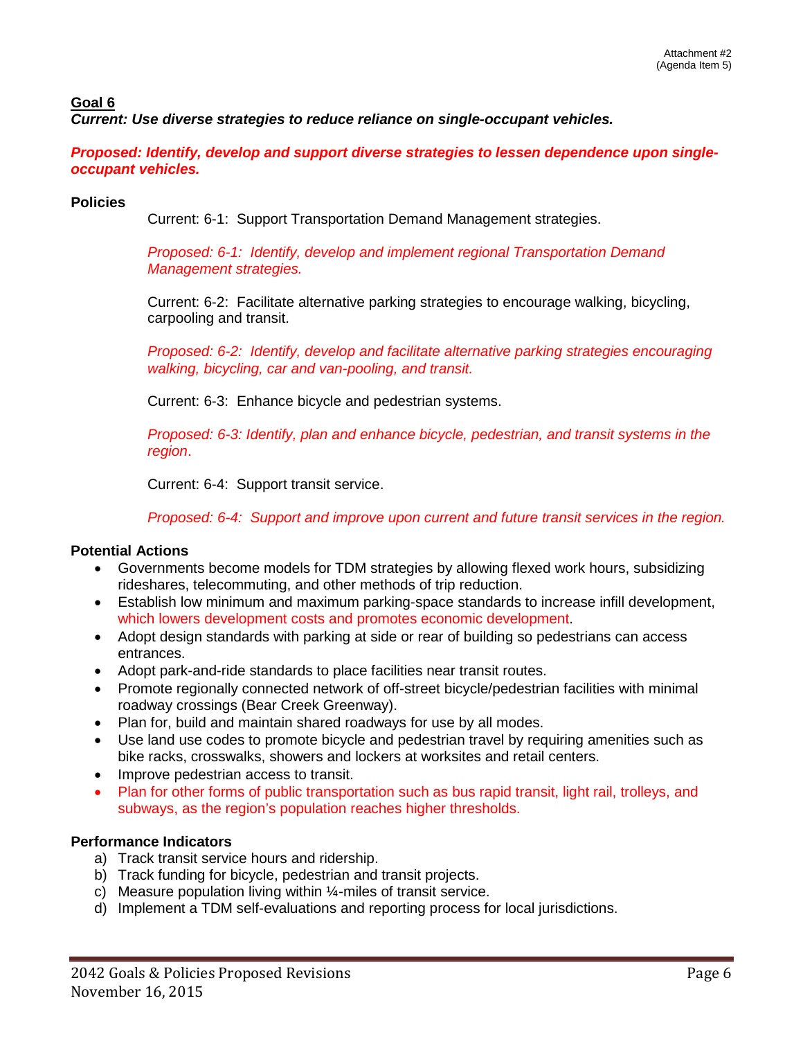**Goal 6**

***Current: Use diverse strategies to reduce reliance on single-occupant vehicles.***

***Proposed: Identify, develop and support diverse strategies to lessen dependence upon single-occupant vehicles.***

**Policies**

Current: 6-1: Support Transportation Demand Management strategies.

*Proposed: 6-1: Identify, develop and implement regional Transportation Demand Management strategies.*

Current: 6-2: Facilitate alternative parking strategies to encourage walking, bicycling, carpooling and transit.

*Proposed: 6-2: Identify, develop and facilitate alternative parking strategies encouraging walking, bicycling, car and van-pooling, and transit.*

Current: 6-3: Enhance bicycle and pedestrian systems.

*Proposed: 6-3: Identify, plan and enhance bicycle, pedestrian, and transit systems in the region.*

Current: 6-4: Support transit service.

*Proposed: 6-4: Support and improve upon current and future transit services in the region.*

**Potential Actions**

- Governments become models for TDM strategies by allowing flexed work hours, subsidizing rideshares, telecommuting, and other methods of trip reduction.
- Establish low minimum and maximum parking-space standards to increase infill development, which lowers development costs and promotes economic development.
- Adopt design standards with parking at side or rear of building so pedestrians can access entrances.
- Adopt park-and-ride standards to place facilities near transit routes.
- Promote regionally connected network of off-street bicycle/pedestrian facilities with minimal roadway crossings (Bear Creek Greenway).
- Plan for, build and maintain shared roadways for use by all modes.
- Use land use codes to promote bicycle and pedestrian travel by requiring amenities such as bike racks, crosswalks, showers and lockers at worksites and retail centers.
- Improve pedestrian access to transit.
- Plan for other forms of public transportation such as bus rapid transit, light rail, trolleys, and subways, as the region's population reaches higher thresholds.

**Performance Indicators**

a) Track transit service hours and ridership.
b) Track funding for bicycle, pedestrian and transit projects.
c) Measure population living within ¼-miles of transit service.
d) Implement a TDM self-evaluations and reporting process for local jurisdictions.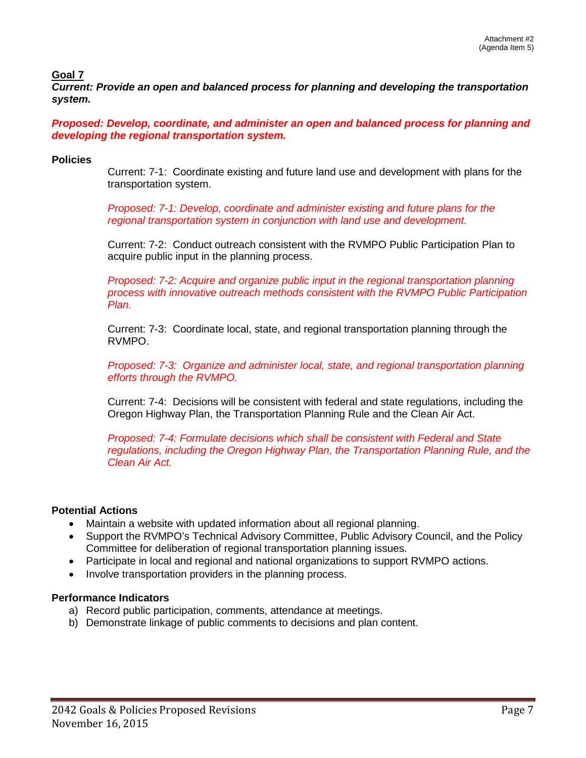## Goal 7

***Current: Provide an open and balanced process for planning and developing the transportation system.***

***Proposed: Develop, coordinate, and administer an open and balanced process for planning and developing the regional transportation system.***

### Policies

Current: 7-1: Coordinate existing and future land use and development with plans for the transportation system.

*Proposed: 7-1: Develop, coordinate and administer existing and future plans for the regional transportation system in conjunction with land use and development.*

Current: 7-2: Conduct outreach consistent with the RVMPO Public Participation Plan to acquire public input in the planning process.

*Proposed: 7-2: Acquire and organize public input in the regional transportation planning process with innovative outreach methods consistent with the RVMPO Public Participation Plan.*

Current: 7-3: Coordinate local, state, and regional transportation planning through the RVMPO.

*Proposed: 7-3: Organize and administer local, state, and regional transportation planning efforts through the RVMPO.*

Current: 7-4: Decisions will be consistent with federal and state regulations, including the Oregon Highway Plan, the Transportation Planning Rule and the Clean Air Act.

*Proposed: 7-4: Formulate decisions which shall be consistent with Federal and State regulations, including the Oregon Highway Plan, the Transportation Planning Rule, and the Clean Air Act.*

### Potential Actions

- Maintain a website with updated information about all regional planning.
- Support the RVMPO's Technical Advisory Committee, Public Advisory Council, and the Policy Committee for deliberation of regional transportation planning issues.
- Participate in local and regional and national organizations to support RVMPO actions.
- Involve transportation providers in the planning process.

### Performance Indicators

a) Record public participation, comments, attendance at meetings.
b) Demonstrate linkage of public comments to decisions and plan content.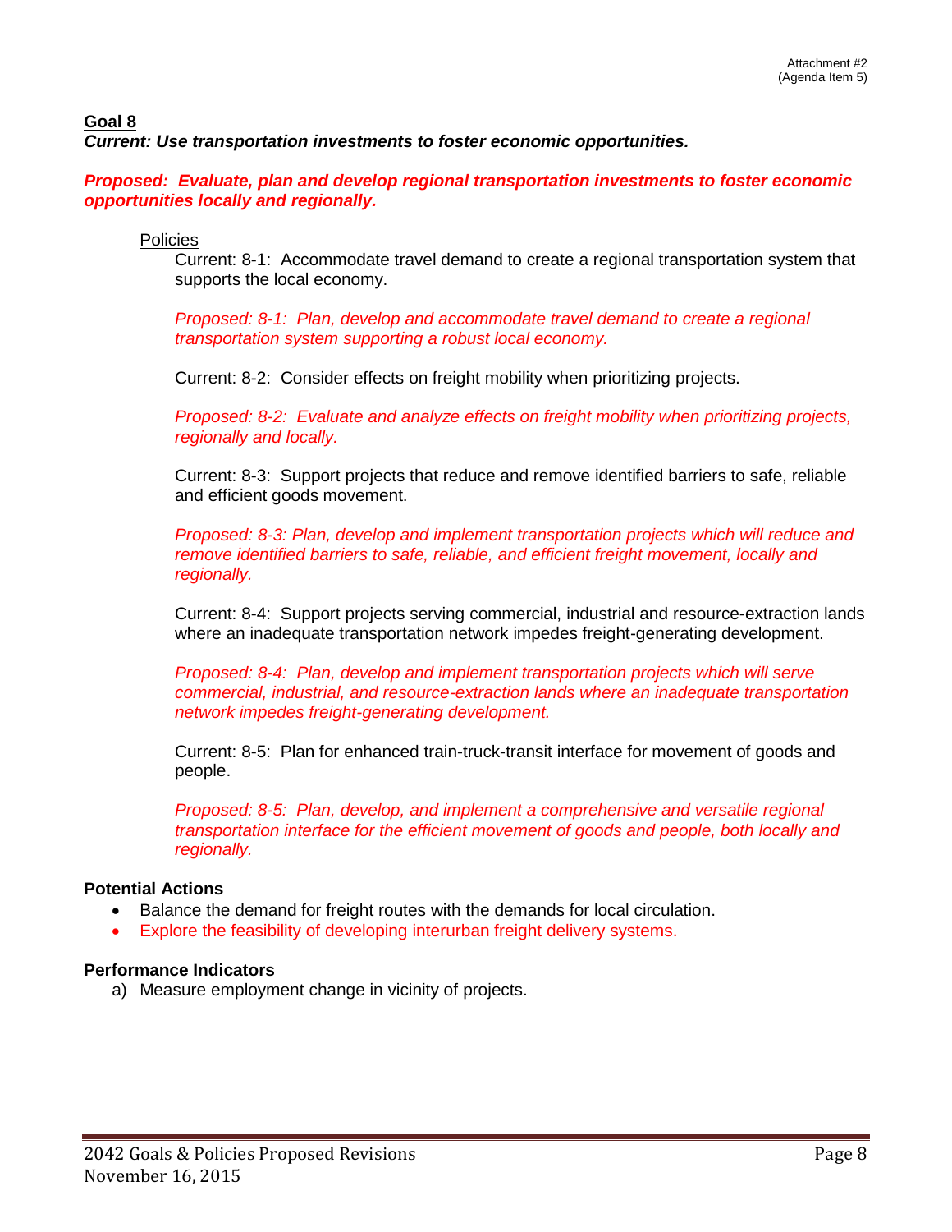## Goal 8

***Current: Use transportation investments to foster economic opportunities.***

***Proposed: Evaluate, plan and develop regional transportation investments to foster economic opportunities locally and regionally.***

Policies

Current: 8-1: Accommodate travel demand to create a regional transportation system that supports the local economy.

*Proposed: 8-1: Plan, develop and accommodate travel demand to create a regional transportation system supporting a robust local economy.*

Current: 8-2: Consider effects on freight mobility when prioritizing projects.

*Proposed: 8-2: Evaluate and analyze effects on freight mobility when prioritizing projects, regionally and locally.*

Current: 8-3: Support projects that reduce and remove identified barriers to safe, reliable and efficient goods movement.

*Proposed: 8-3: Plan, develop and implement transportation projects which will reduce and remove identified barriers to safe, reliable, and efficient freight movement, locally and regionally.*

Current: 8-4: Support projects serving commercial, industrial and resource-extraction lands where an inadequate transportation network impedes freight-generating development.

*Proposed: 8-4: Plan, develop and implement transportation projects which will serve commercial, industrial, and resource-extraction lands where an inadequate transportation network impedes freight-generating development.*

Current: 8-5: Plan for enhanced train-truck-transit interface for movement of goods and people.

*Proposed: 8-5: Plan, develop, and implement a comprehensive and versatile regional transportation interface for the efficient movement of goods and people, both locally and regionally.*

**Potential Actions**

- Balance the demand for freight routes with the demands for local circulation.
- Explore the feasibility of developing interurban freight delivery systems.

**Performance Indicators**

a) Measure employment change in vicinity of projects.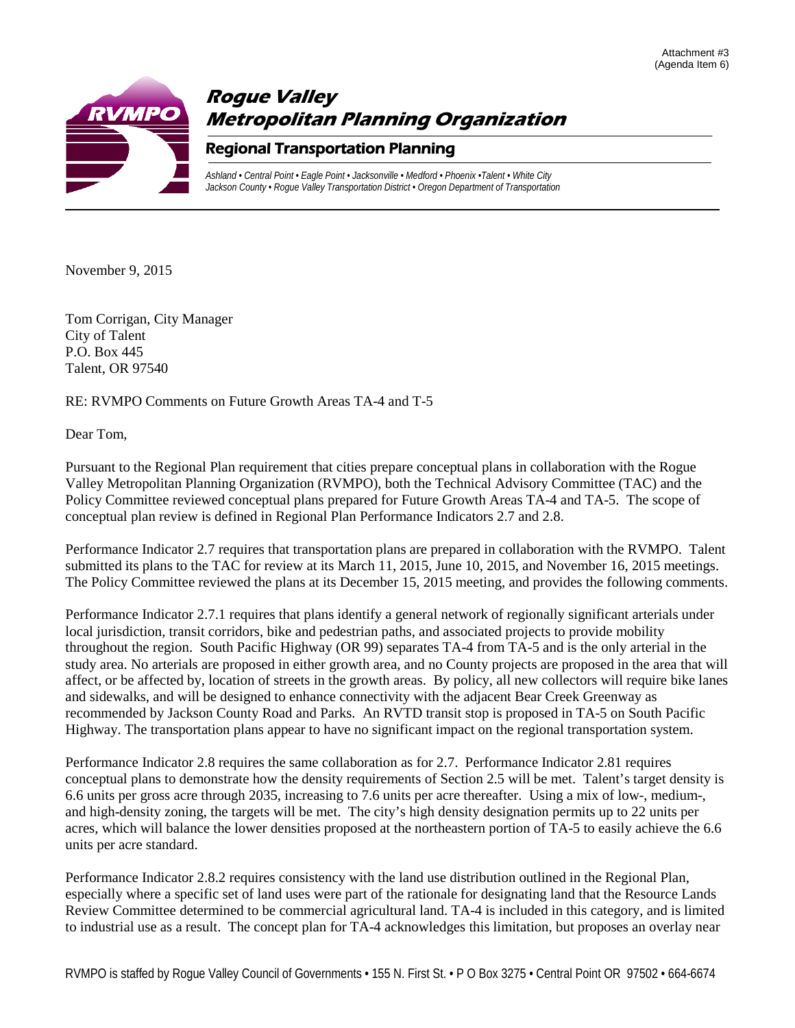Attachment #3
(Agenda Item 6)

# Rogue Valley Metropolitan Planning Organization

## Regional Transportation Planning

*Ashland • Central Point • Eagle Point • Jacksonville • Medford • Phoenix •Talent • White City*
*Jackson County • Rogue Valley Transportation District • Oregon Department of Transportation*

November 9, 2015

Tom Corrigan, City Manager
City of Talent
P.O. Box 445
Talent, OR 97540

RE: RVMPO Comments on Future Growth Areas TA-4 and T-5

Dear Tom,

Pursuant to the Regional Plan requirement that cities prepare conceptual plans in collaboration with the Rogue Valley Metropolitan Planning Organization (RVMPO), both the Technical Advisory Committee (TAC) and the Policy Committee reviewed conceptual plans prepared for Future Growth Areas TA-4 and TA-5. The scope of conceptual plan review is defined in Regional Plan Performance Indicators 2.7 and 2.8.

Performance Indicator 2.7 requires that transportation plans are prepared in collaboration with the RVMPO. Talent submitted its plans to the TAC for review at its March 11, 2015, June 10, 2015, and November 16, 2015 meetings. The Policy Committee reviewed the plans at its December 15, 2015 meeting, and provides the following comments.

Performance Indicator 2.7.1 requires that plans identify a general network of regionally significant arterials under local jurisdiction, transit corridors, bike and pedestrian paths, and associated projects to provide mobility throughout the region. South Pacific Highway (OR 99) separates TA-4 from TA-5 and is the only arterial in the study area. No arterials are proposed in either growth area, and no County projects are proposed in the area that will affect, or be affected by, location of streets in the growth areas. By policy, all new collectors will require bike lanes and sidewalks, and will be designed to enhance connectivity with the adjacent Bear Creek Greenway as recommended by Jackson County Road and Parks. An RVTD transit stop is proposed in TA-5 on South Pacific Highway. The transportation plans appear to have no significant impact on the regional transportation system.

Performance Indicator 2.8 requires the same collaboration as for 2.7. Performance Indicator 2.81 requires conceptual plans to demonstrate how the density requirements of Section 2.5 will be met. Talent's target density is 6.6 units per gross acre through 2035, increasing to 7.6 units per acre thereafter. Using a mix of low-, medium-, and high-density zoning, the targets will be met. The city's high density designation permits up to 22 units per acres, which will balance the lower densities proposed at the northeastern portion of TA-5 to easily achieve the 6.6 units per acre standard.

Performance Indicator 2.8.2 requires consistency with the land use distribution outlined in the Regional Plan, especially where a specific set of land uses were part of the rationale for designating land that the Resource Lands Review Committee determined to be commercial agricultural land. TA-4 is included in this category, and is limited to industrial use as a result. The concept plan for TA-4 acknowledges this limitation, but proposes an overlay near

RVMPO is staffed by Rogue Valley Council of Governments • 155 N. First St. • P O Box 3275 • Central Point OR 97502 • 664-6674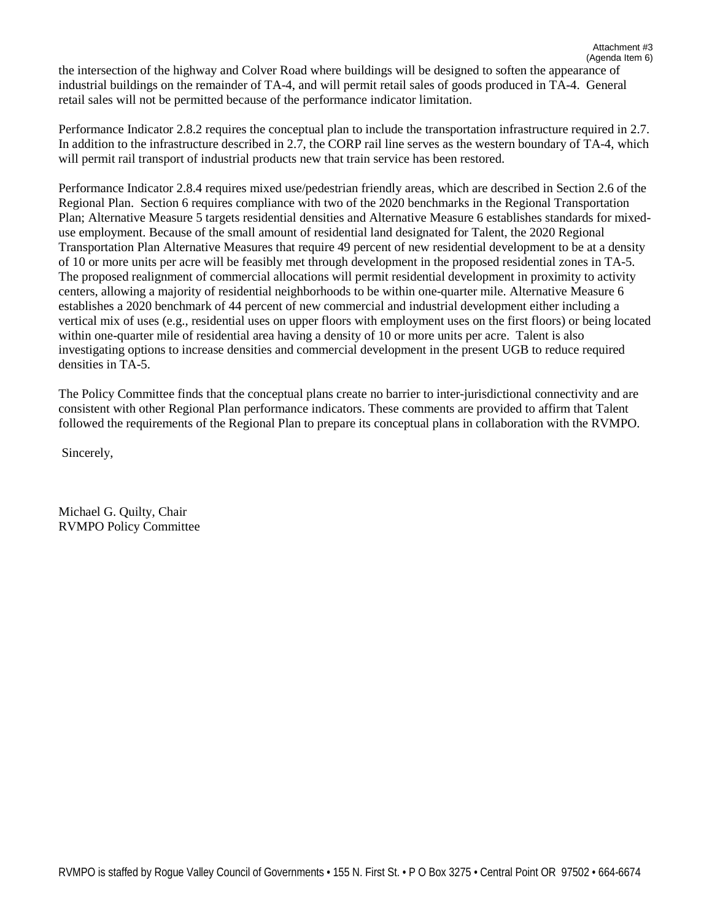the intersection of the highway and Colver Road where buildings will be designed to soften the appearance of industrial buildings on the remainder of TA-4, and will permit retail sales of goods produced in TA-4. General retail sales will not be permitted because of the performance indicator limitation.

Performance Indicator 2.8.2 requires the conceptual plan to include the transportation infrastructure required in 2.7. In addition to the infrastructure described in 2.7, the CORP rail line serves as the western boundary of TA-4, which will permit rail transport of industrial products new that train service has been restored.

Performance Indicator 2.8.4 requires mixed use/pedestrian friendly areas, which are described in Section 2.6 of the Regional Plan. Section 6 requires compliance with two of the 2020 benchmarks in the Regional Transportation Plan; Alternative Measure 5 targets residential densities and Alternative Measure 6 establishes standards for mixed-use employment. Because of the small amount of residential land designated for Talent, the 2020 Regional Transportation Plan Alternative Measures that require 49 percent of new residential development to be at a density of 10 or more units per acre will be feasibly met through development in the proposed residential zones in TA-5. The proposed realignment of commercial allocations will permit residential development in proximity to activity centers, allowing a majority of residential neighborhoods to be within one-quarter mile. Alternative Measure 6 establishes a 2020 benchmark of 44 percent of new commercial and industrial development either including a vertical mix of uses (e.g., residential uses on upper floors with employment uses on the first floors) or being located within one-quarter mile of residential area having a density of 10 or more units per acre. Talent is also investigating options to increase densities and commercial development in the present UGB to reduce required densities in TA-5.

The Policy Committee finds that the conceptual plans create no barrier to inter-jurisdictional connectivity and are consistent with other Regional Plan performance indicators. These comments are provided to affirm that Talent followed the requirements of the Regional Plan to prepare its conceptual plans in collaboration with the RVMPO.

Sincerely,

Michael G. Quilty, Chair
RVMPO Policy Committee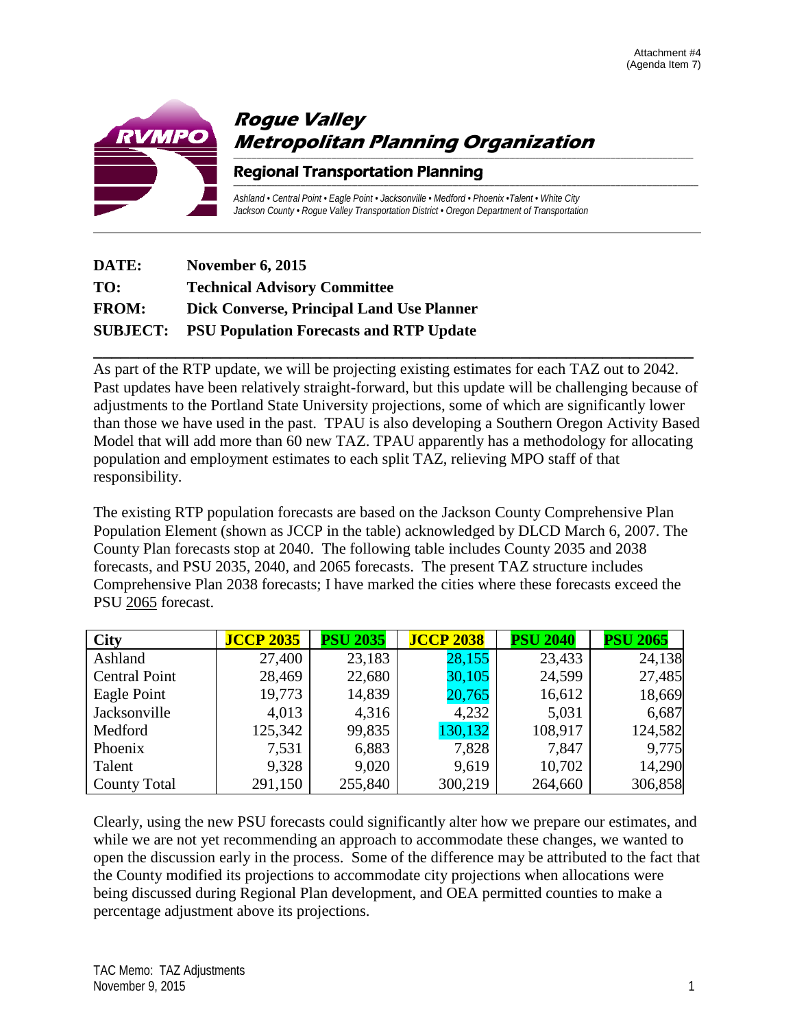Attachment #4
(Agenda Item 7)

# Rogue Valley Metropolitan Planning Organization

## Regional Transportation Planning

*Ashland • Central Point • Eagle Point • Jacksonville • Medford • Phoenix •Talent • White City*
*Jackson County • Rogue Valley Transportation District • Oregon Department of Transportation*

**DATE:** November 6, 2015

**TO:** Technical Advisory Committee

**FROM:** Dick Converse, Principal Land Use Planner

**SUBJECT:** PSU Population Forecasts and RTP Update

As part of the RTP update, we will be projecting existing estimates for each TAZ out to 2042. Past updates have been relatively straight-forward, but this update will be challenging because of adjustments to the Portland State University projections, some of which are significantly lower than those we have used in the past. TPAU is also developing a Southern Oregon Activity Based Model that will add more than 60 new TAZ. TPAU apparently has a methodology for allocating population and employment estimates to each split TAZ, relieving MPO staff of that responsibility.

The existing RTP population forecasts are based on the Jackson County Comprehensive Plan Population Element (shown as JCCP in the table) acknowledged by DLCD March 6, 2007. The County Plan forecasts stop at 2040. The following table includes County 2035 and 2038 forecasts, and PSU 2035, 2040, and 2065 forecasts. The present TAZ structure includes Comprehensive Plan 2038 forecasts; I have marked the cities where these forecasts exceed the PSU 2065 forecast.

| City | JCCP 2035 | PSU 2035 | JCCP 2038 | PSU 2040 | PSU 2065 |
|---|---|---|---|---|---|
| Ashland | 27,400 | 23,183 | 28,155 | 23,433 | 24,138 |
| Central Point | 28,469 | 22,680 | 30,105 | 24,599 | 27,485 |
| Eagle Point | 19,773 | 14,839 | 20,765 | 16,612 | 18,669 |
| Jacksonville | 4,013 | 4,316 | 4,232 | 5,031 | 6,687 |
| Medford | 125,342 | 99,835 | 130,132 | 108,917 | 124,582 |
| Phoenix | 7,531 | 6,883 | 7,828 | 7,847 | 9,775 |
| Talent | 9,328 | 9,020 | 9,619 | 10,702 | 14,290 |
| County Total | 291,150 | 255,840 | 300,219 | 264,660 | 306,858 |

Clearly, using the new PSU forecasts could significantly alter how we prepare our estimates, and while we are not yet recommending an approach to accommodate these changes, we wanted to open the discussion early in the process. Some of the difference may be attributed to the fact that the County modified its projections to accommodate city projections when allocations were being discussed during Regional Plan development, and OEA permitted counties to make a percentage adjustment above its projections.